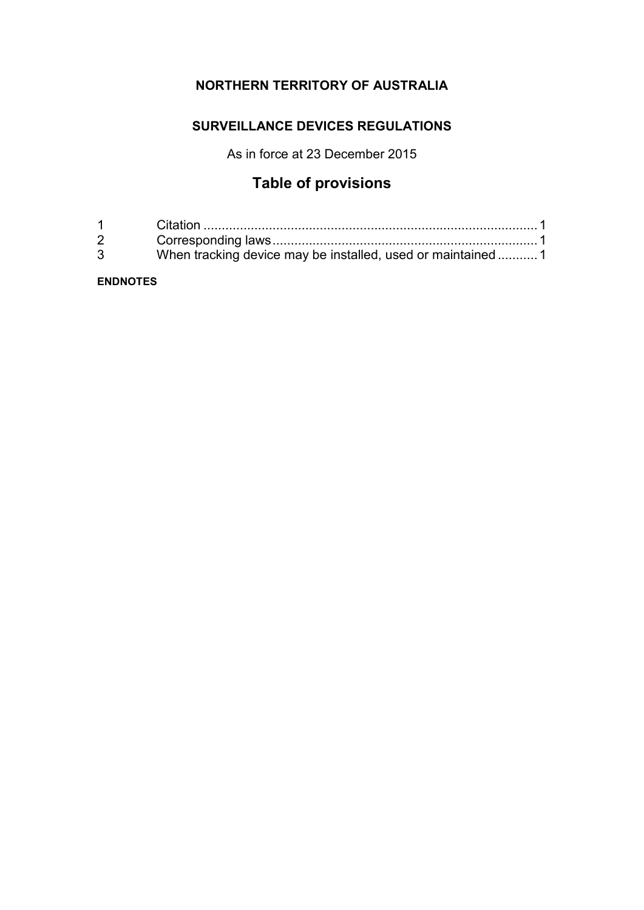**NORTHERN TERRITORY OF AUSTRALIA**

**SURVEILLANCE DEVICES REGULATIONS**

As in force at 23 December 2015

# Table of provisions

| | | |
|---|---|---|
| 1 | Citation | 1 |
| 2 | Corresponding laws | 1 |
| 3 | When tracking device may be installed, used or maintained | 1 |

**ENDNOTES**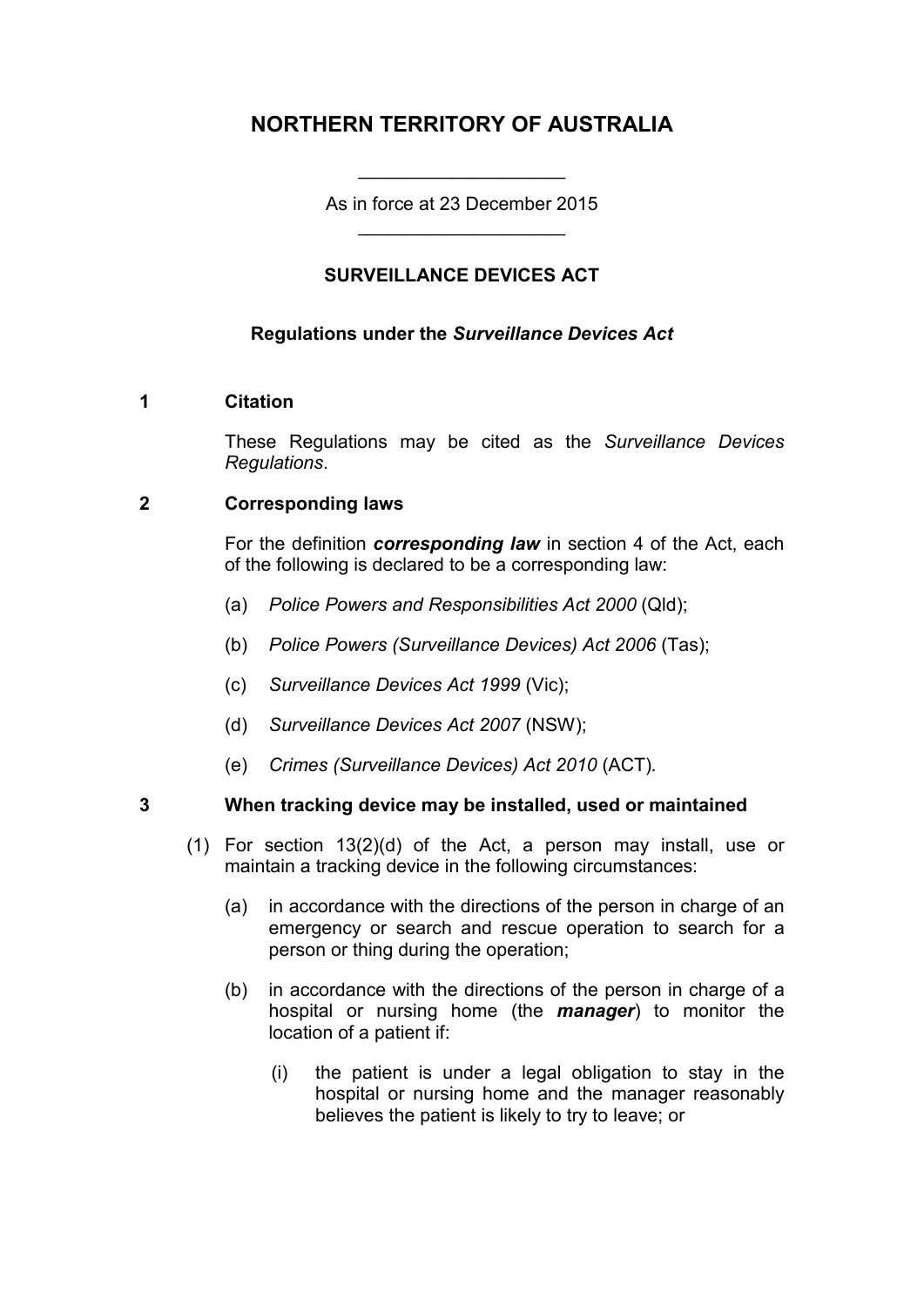# NORTHERN TERRITORY OF AUSTRALIA

As in force at 23 December 2015

## SURVEILLANCE DEVICES ACT

### Regulations under the *Surveillance Devices Act*

**1 Citation**

These Regulations may be cited as the *Surveillance Devices Regulations*.

**2 Corresponding laws**

For the definition ***corresponding law*** in section 4 of the Act, each of the following is declared to be a corresponding law:

(a) *Police Powers and Responsibilities Act 2000* (Qld);

(b) *Police Powers (Surveillance Devices) Act 2006* (Tas);

(c) *Surveillance Devices Act 1999* (Vic);

(d) *Surveillance Devices Act 2007* (NSW);

(e) *Crimes (Surveillance Devices) Act 2010* (ACT).

**3 When tracking device may be installed, used or maintained**

(1) For section 13(2)(d) of the Act, a person may install, use or maintain a tracking device in the following circumstances:

(a) in accordance with the directions of the person in charge of an emergency or search and rescue operation to search for a person or thing during the operation;

(b) in accordance with the directions of the person in charge of a hospital or nursing home (the ***manager***) to monitor the location of a patient if:

(i) the patient is under a legal obligation to stay in the hospital or nursing home and the manager reasonably believes the patient is likely to try to leave; or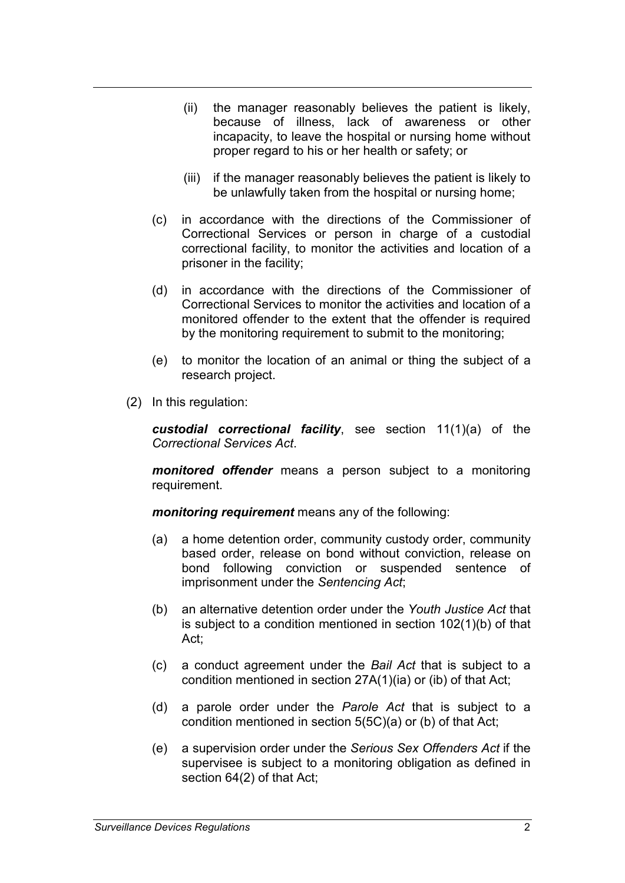(ii) the manager reasonably believes the patient is likely, because of illness, lack of awareness or other incapacity, to leave the hospital or nursing home without proper regard to his or her health or safety; or

(iii) if the manager reasonably believes the patient is likely to be unlawfully taken from the hospital or nursing home;

(c) in accordance with the directions of the Commissioner of Correctional Services or person in charge of a custodial correctional facility, to monitor the activities and location of a prisoner in the facility;

(d) in accordance with the directions of the Commissioner of Correctional Services to monitor the activities and location of a monitored offender to the extent that the offender is required by the monitoring requirement to submit to the monitoring;

(e) to monitor the location of an animal or thing the subject of a research project.

(2) In this regulation:

***custodial correctional facility***, see section 11(1)(a) of the *Correctional Services Act*.

***monitored offender*** means a person subject to a monitoring requirement.

***monitoring requirement*** means any of the following:

(a) a home detention order, community custody order, community based order, release on bond without conviction, release on bond following conviction or suspended sentence of imprisonment under the *Sentencing Act*;

(b) an alternative detention order under the *Youth Justice Act* that is subject to a condition mentioned in section 102(1)(b) of that Act;

(c) a conduct agreement under the *Bail Act* that is subject to a condition mentioned in section 27A(1)(ia) or (ib) of that Act;

(d) a parole order under the *Parole Act* that is subject to a condition mentioned in section 5(5C)(a) or (b) of that Act;

(e) a supervision order under the *Serious Sex Offenders Act* if the supervisee is subject to a monitoring obligation as defined in section 64(2) of that Act;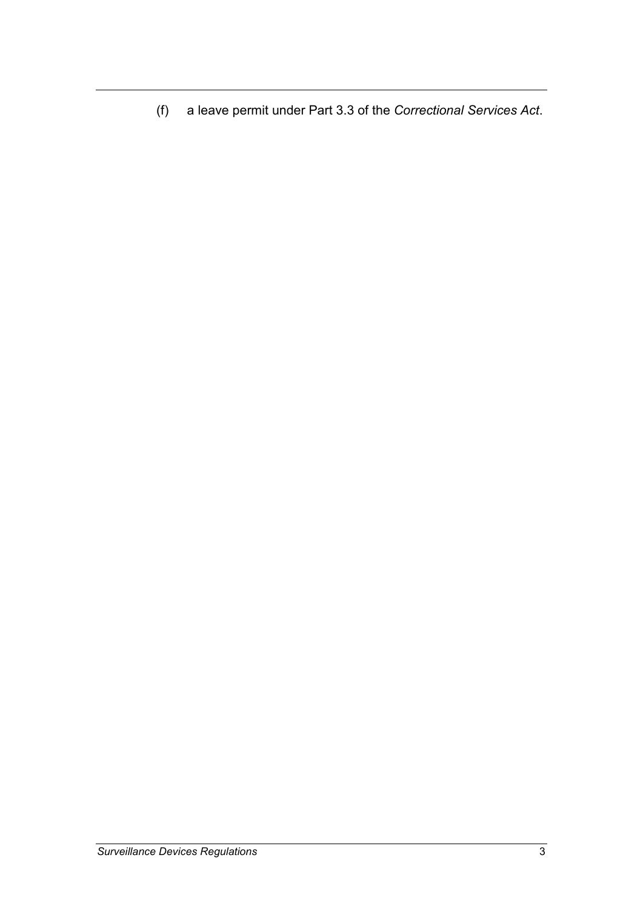(f) a leave permit under Part 3.3 of the *Correctional Services Act*.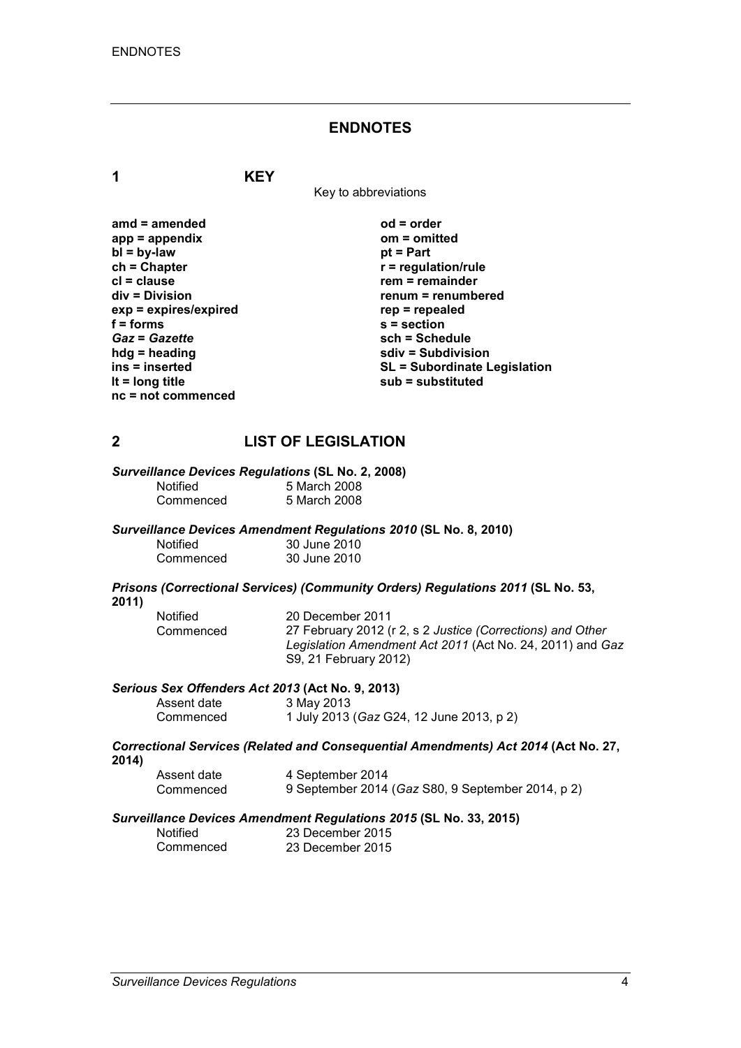# ENDNOTES

## 1 KEY

Key to abbreviations

**amd = amended**
**app = appendix**
**bl = by-law**
**ch = Chapter**
**cl = clause**
**div = Division**
**exp = expires/expired**
**f = forms**
***Gaz* = *Gazette***
**hdg = heading**
**ins = inserted**
**lt = long title**
**nc = not commenced**
**od = order**
**om = omitted**
**pt = Part**
**r = regulation/rule**
**rem = remainder**
**renum = renumbered**
**rep = repealed**
**s = section**
**sch = Schedule**
**sdiv = Subdivision**
**SL = Subordinate Legislation**
**sub = substituted**

## 2 LIST OF LEGISLATION

***Surveillance Devices Regulations* (SL No. 2, 2008)**

Notified 5 March 2008
Commenced 5 March 2008

***Surveillance Devices Amendment Regulations 2010* (SL No. 8, 2010)**

Notified 30 June 2010
Commenced 30 June 2010

***Prisons (Correctional Services) (Community Orders) Regulations 2011* (SL No. 53, 2011)**

Notified 20 December 2011
Commenced 27 February 2012 (r 2, s 2 *Justice (Corrections) and Other Legislation Amendment Act 2011* (Act No. 24, 2011) and *Gaz* S9, 21 February 2012)

***Serious Sex Offenders Act 2013* (Act No. 9, 2013)**

Assent date 3 May 2013
Commenced 1 July 2013 (*Gaz* G24, 12 June 2013, p 2)

***Correctional Services (Related and Consequential Amendments) Act 2014* (Act No. 27, 2014)**

Assent date 4 September 2014
Commenced 9 September 2014 (*Gaz* S80, 9 September 2014, p 2)

***Surveillance Devices Amendment Regulations 2015* (SL No. 33, 2015)**

Notified 23 December 2015
Commenced 23 December 2015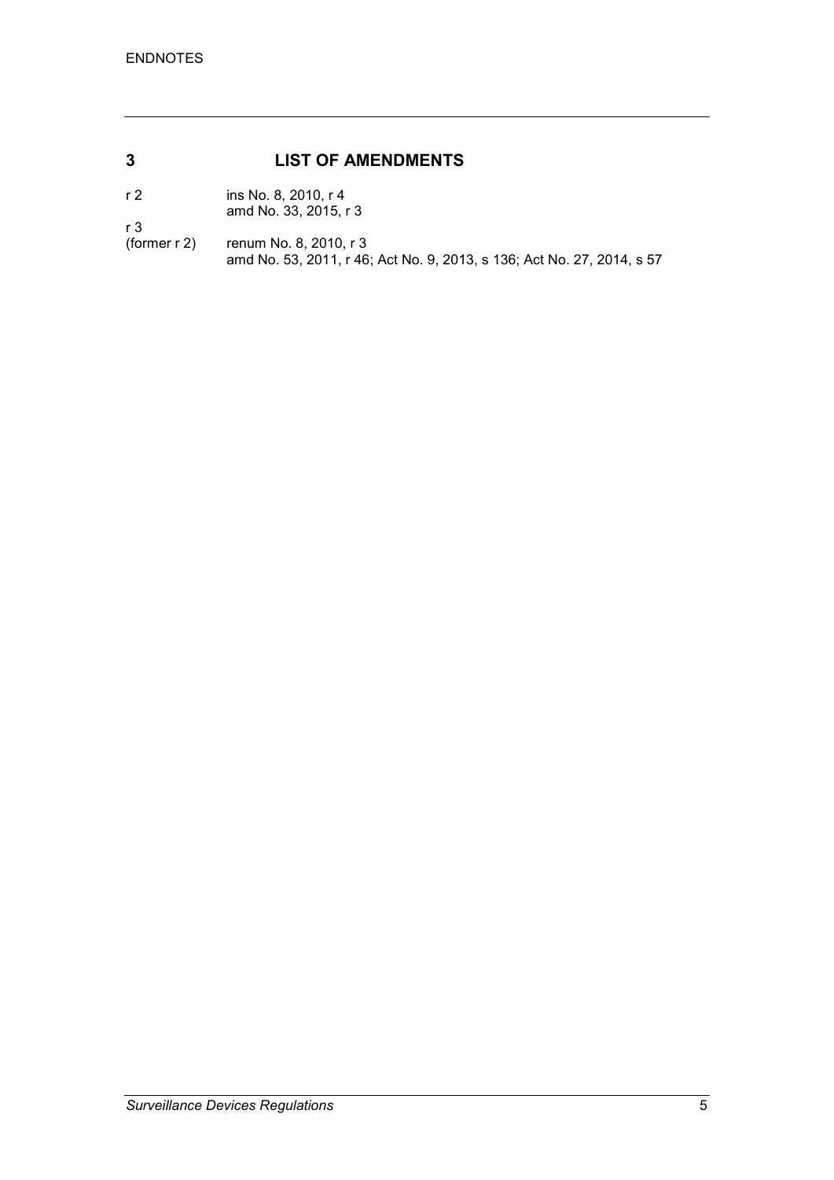## 3 LIST OF AMENDMENTS

| | |
|---|---|
| r 2 | ins No. 8, 2010, r 4<br>amd No. 33, 2015, r 3 |
| r 3<br>(former r 2) | renum No. 8, 2010, r 3<br>amd No. 53, 2011, r 46; Act No. 9, 2013, s 136; Act No. 27, 2014, s 57 |